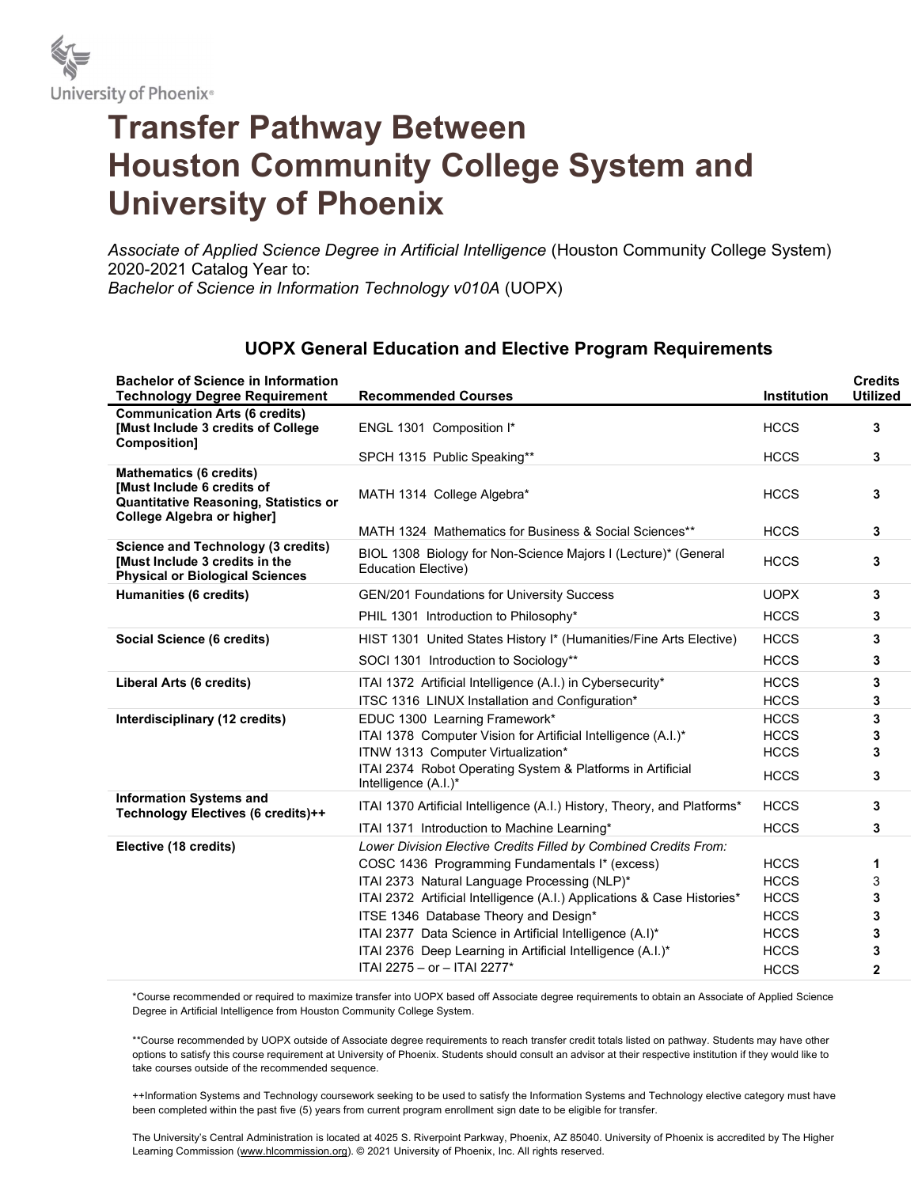# Transfer Pathway Between Houston Community College System and University of Phoenix

*Associate of Applied Science Degree in Artificial Intelligence* (Houston Community College System) 2020-2021 Catalog Year to:
*Bachelor of Science in Information Technology v010A* (UOPX)

## UOPX General Education and Elective Program Requirements

| Bachelor of Science in Information Technology Degree Requirement | Recommended Courses | Institution | Credits Utilized |
|---|---|---|---|
| **Communication Arts (6 credits) [Must Include 3 credits of College Composition]** | ENGL 1301 Composition I* | HCCS | **3** |
| | SPCH 1315 Public Speaking** | HCCS | **3** |
| **Mathematics (6 credits) [Must Include 6 credits of Quantitative Reasoning, Statistics or College Algebra or higher]** | MATH 1314 College Algebra* | HCCS | **3** |
| | MATH 1324 Mathematics for Business & Social Sciences** | HCCS | **3** |
| **Science and Technology (3 credits) [Must Include 3 credits in the Physical or Biological Sciences** | BIOL 1308 Biology for Non-Science Majors I (Lecture)* (General Education Elective) | HCCS | **3** |
| **Humanities (6 credits)** | GEN/201 Foundations for University Success | UOPX | **3** |
| | PHIL 1301 Introduction to Philosophy* | HCCS | **3** |
| **Social Science (6 credits)** | HIST 1301 United States History I* (Humanities/Fine Arts Elective) | HCCS | **3** |
| | SOCI 1301 Introduction to Sociology** | HCCS | **3** |
| **Liberal Arts (6 credits)** | ITAI 1372 Artificial Intelligence (A.I.) in Cybersecurity* | HCCS | **3** |
| | ITSC 1316 LINUX Installation and Configuration* | HCCS | **3** |
| **Interdisciplinary (12 credits)** | EDUC 1300 Learning Framework* | HCCS | **3** |
| | ITAI 1378 Computer Vision for Artificial Intelligence (A.I.)* | HCCS | **3** |
| | ITNW 1313 Computer Virtualization* | HCCS | **3** |
| | ITAI 2374 Robot Operating System & Platforms in Artificial Intelligence (A.I.)* | HCCS | **3** |
| **Information Systems and Technology Electives (6 credits)++** | ITAI 1370 Artificial Intelligence (A.I.) History, Theory, and Platforms* | HCCS | **3** |
| | ITAI 1371 Introduction to Machine Learning* | HCCS | **3** |
| **Elective (18 credits)** | *Lower Division Elective Credits Filled by Combined Credits From:* | | |
| | COSC 1436 Programming Fundamentals I* (excess) | HCCS | **1** |
| | ITAI 2373 Natural Language Processing (NLP)* | HCCS | 3 |
| | ITAI 2372 Artificial Intelligence (A.I.) Applications & Case Histories* | HCCS | **3** |
| | ITSE 1346 Database Theory and Design* | HCCS | **3** |
| | ITAI 2377 Data Science in Artificial Intelligence (A.I)* | HCCS | **3** |
| | ITAI 2376 Deep Learning in Artificial Intelligence (A.I.)* | HCCS | **3** |
| | ITAI 2275 – or – ITAI 2277* | HCCS | **2** |

*Course recommended or required to maximize transfer into UOPX based off Associate degree requirements to obtain an Associate of Applied Science Degree in Artificial Intelligence from Houston Community College System.

**Course recommended by UOPX outside of Associate degree requirements to reach transfer credit totals listed on pathway. Students may have other options to satisfy this course requirement at University of Phoenix. Students should consult an advisor at their respective institution if they would like to take courses outside of the recommended sequence.

++Information Systems and Technology coursework seeking to be used to satisfy the Information Systems and Technology elective category must have been completed within the past five (5) years from current program enrollment sign date to be eligible for transfer.

The University's Central Administration is located at 4025 S. Riverpoint Parkway, Phoenix, AZ 85040. University of Phoenix is accredited by The Higher Learning Commission (www.hlcommission.org). © 2021 University of Phoenix, Inc. All rights reserved.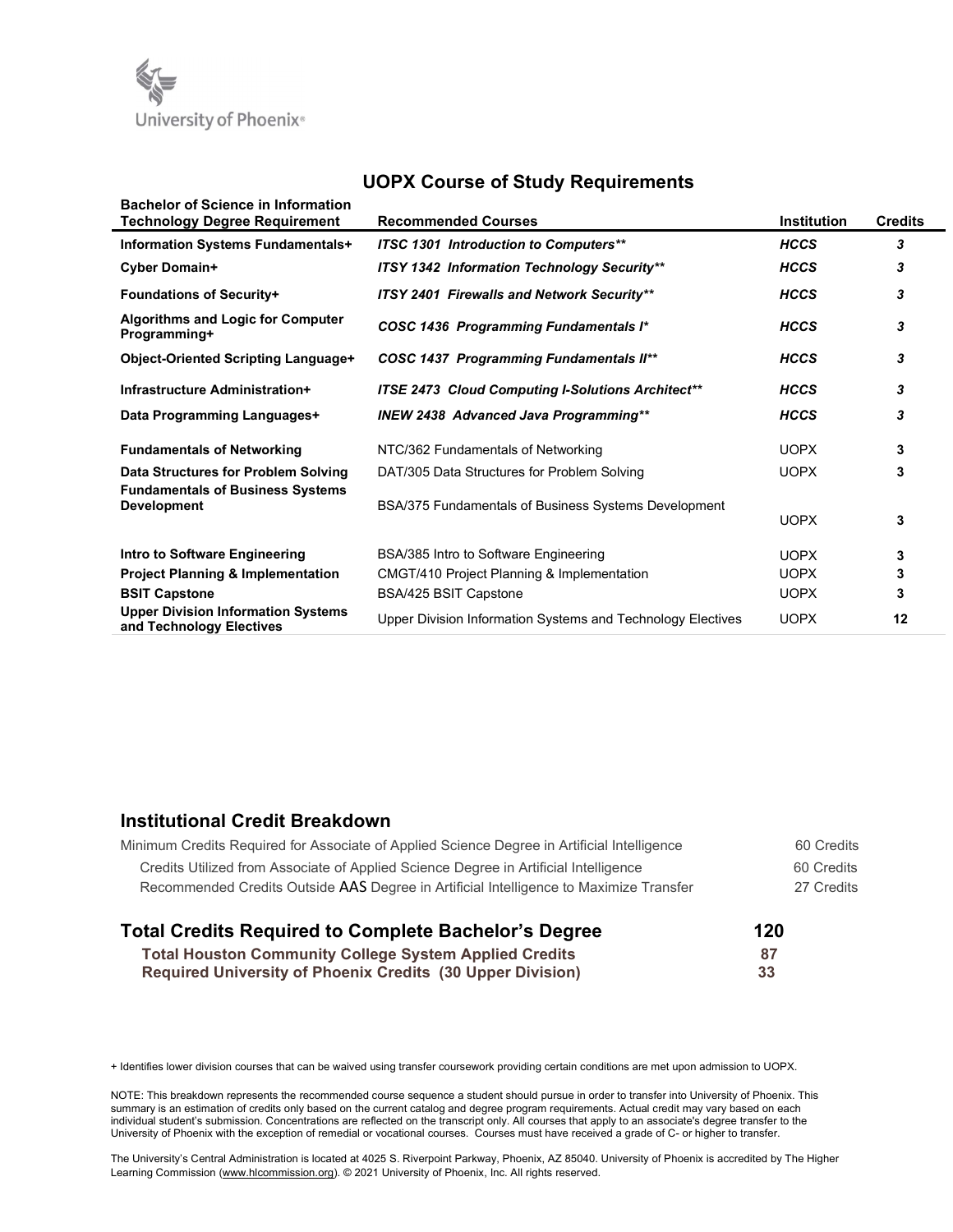University of Phoenix®

## UOPX Course of Study Requirements

| Bachelor of Science in Information Technology Degree Requirement | Recommended Courses | Institution | Credits |
|---|---|---|---|
| **Information Systems Fundamentals+** | ***ITSC 1301 Introduction to Computers**** | ***HCCS*** | ***3*** |
| **Cyber Domain+** | ***ITSY 1342 Information Technology Security**** | ***HCCS*** | ***3*** |
| **Foundations of Security+** | ***ITSY 2401 Firewalls and Network Security**** | ***HCCS*** | ***3*** |
| **Algorithms and Logic for Computer Programming+** | ***COSC 1436 Programming Fundamentals I**** | ***HCCS*** | ***3*** |
| **Object-Oriented Scripting Language+** | ***COSC 1437 Programming Fundamentals II**** | ***HCCS*** | ***3*** |
| **Infrastructure Administration+** | ***ITSE 2473 Cloud Computing I-Solutions Architect**** | ***HCCS*** | ***3*** |
| **Data Programming Languages+** | ***INEW 2438 Advanced Java Programming**** | ***HCCS*** | ***3*** |
| **Fundamentals of Networking** | NTC/362 Fundamentals of Networking | UOPX | **3** |
| **Data Structures for Problem Solving** | DAT/305 Data Structures for Problem Solving | UOPX | **3** |
| **Fundamentals of Business Systems Development** | BSA/375 Fundamentals of Business Systems Development | UOPX | **3** |
| **Intro to Software Engineering** | BSA/385 Intro to Software Engineering | UOPX | **3** |
| **Project Planning & Implementation** | CMGT/410 Project Planning & Implementation | UOPX | **3** |
| **BSIT Capstone** | BSA/425 BSIT Capstone | UOPX | **3** |
| **Upper Division Information Systems and Technology Electives** | Upper Division Information Systems and Technology Electives | UOPX | **12** |

## Institutional Credit Breakdown

| | |
|---|---|
| Minimum Credits Required for Associate of Applied Science Degree in Artificial Intelligence | 60 Credits |
| Credits Utilized from Associate of Applied Science Degree in Artificial Intelligence | 60 Credits |
| Recommended Credits Outside AAS Degree in Artificial Intelligence to Maximize Transfer | 27 Credits |

| | |
|---|---|
| **Total Credits Required to Complete Bachelor's Degree** | **120** |
| **Total Houston Community College System Applied Credits** | **87** |
| **Required University of Phoenix Credits (30 Upper Division)** | **33** |

+ Identifies lower division courses that can be waived using transfer coursework providing certain conditions are met upon admission to UOPX.

NOTE: This breakdown represents the recommended course sequence a student should pursue in order to transfer into University of Phoenix. This summary is an estimation of credits only based on the current catalog and degree program requirements. Actual credit may vary based on each individual student's submission. Concentrations are reflected on the transcript only. All courses that apply to an associate's degree transfer to the University of Phoenix with the exception of remedial or vocational courses. Courses must have received a grade of C- or higher to transfer.

The University's Central Administration is located at 4025 S. Riverpoint Parkway, Phoenix, AZ 85040. University of Phoenix is accredited by The Higher Learning Commission (www.hlcommission.org). © 2021 University of Phoenix, Inc. All rights reserved.